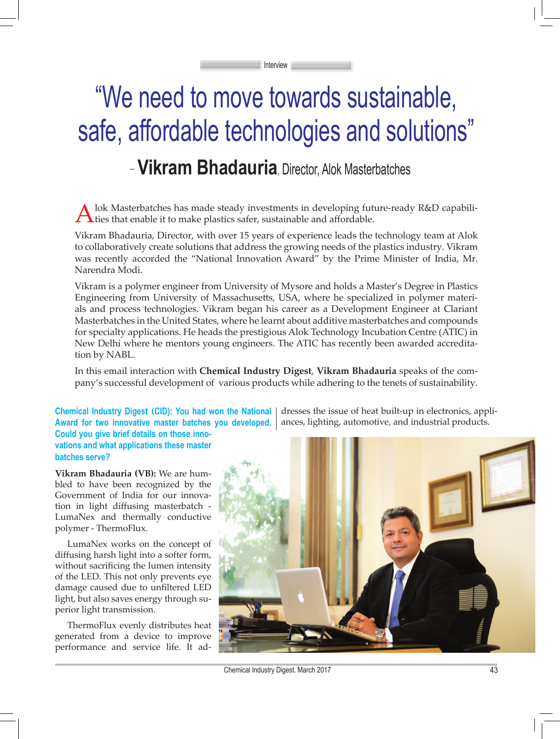Interview

# "We need to move towards sustainable, safe, affordable technologies and solutions"

## – Vikram Bhadauria, Director, Alok Masterbatches

Alok Masterbatches has made steady investments in developing future-ready R&D capabilities that enable it to make plastics safer, sustainable and affordable.

Vikram Bhadauria, Director, with over 15 years of experience leads the technology team at Alok to collaboratively create solutions that address the growing needs of the plastics industry. Vikram was recently accorded the "National Innovation Award" by the Prime Minister of India, Mr. Narendra Modi.

Vikram is a polymer engineer from University of Mysore and holds a Master's Degree in Plastics Engineering from University of Massachusetts, USA, where he specialized in polymer materials and process technologies. Vikram began his career as a Development Engineer at Clariant Masterbatches in the United States, where he learnt about additive masterbatches and compounds for specialty applications. He heads the prestigious Alok Technology Incubation Centre (ATIC) in New Delhi where he mentors young engineers. The ATIC has recently been awarded accreditation by NABL.

In this email interaction with **Chemical Industry Digest**, **Vikram Bhadauria** speaks of the company's successful development of various products while adhering to the tenets of sustainability.

**Chemical Industry Digest (CID): You had won the National Award for two innovative master batches you developed. Could you give brief details on those innovations and what applications these master batches serve?**

**Vikram Bhadauria (VB):** We are humbled to have been recognized by the Government of India for our innovation in light diffusing masterbatch - LumaNex and thermally conductive polymer - ThermoFlux.

LumaNex works on the concept of diffusing harsh light into a softer form, without sacrificing the lumen intensity of the LED. This not only prevents eye damage caused due to unfiltered LED light, but also saves energy through superior light transmission.

ThermoFlux evenly distributes heat generated from a device to improve performance and service life. It addresses the issue of heat built-up in electronics, appliances, lighting, automotive, and industrial products.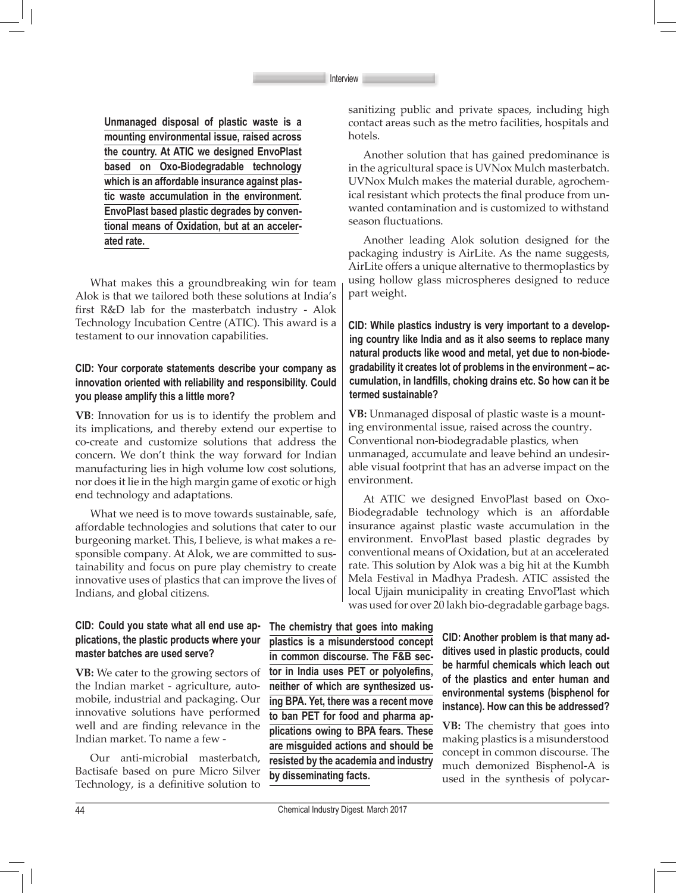**Unmanaged disposal of plastic waste is a mounting environmental issue, raised across the country. At ATIC we designed EnvoPlast based on Oxo-Biodegradable technology which is an affordable insurance against plastic waste accumulation in the environment. EnvoPlast based plastic degrades by conventional means of Oxidation, but at an accelerated rate.**

What makes this a groundbreaking win for team Alok is that we tailored both these solutions at India's first R&D lab for the masterbatch industry - Alok Technology Incubation Centre (ATIC). This award is a testament to our innovation capabilities.

**CID: Your corporate statements describe your company as innovation oriented with reliability and responsibility. Could you please amplify this a little more?**

**VB**: Innovation for us is to identify the problem and its implications, and thereby extend our expertise to co-create and customize solutions that address the concern. We don't think the way forward for Indian manufacturing lies in high volume low cost solutions, nor does it lie in the high margin game of exotic or high end technology and adaptations.

What we need is to move towards sustainable, safe, affordable technologies and solutions that cater to our burgeoning market. This, I believe, is what makes a responsible company. At Alok, we are committed to sustainability and focus on pure play chemistry to create innovative uses of plastics that can improve the lives of Indians, and global citizens.

**CID: Could you state what all end use applications, the plastic products where your master batches are used serve?**

**VB:** We cater to the growing sectors of the Indian market - agriculture, automobile, industrial and packaging. Our innovative solutions have performed well and are finding relevance in the Indian market. To name a few -

Our anti-microbial masterbatch, Bactisafe based on pure Micro Silver Technology, is a definitive solution to sanitizing public and private spaces, including high contact areas such as the metro facilities, hospitals and hotels.

Another solution that has gained predominance is in the agricultural space is UVNox Mulch masterbatch. UVNox Mulch makes the material durable, agrochemical resistant which protects the final produce from unwanted contamination and is customized to withstand season fluctuations.

Another leading Alok solution designed for the packaging industry is AirLite. As the name suggests, AirLite offers a unique alternative to thermoplastics by using hollow glass microspheres designed to reduce part weight.

**CID: While plastics industry is very important to a developing country like India and as it also seems to replace many natural products like wood and metal, yet due to non-biodegradability it creates lot of problems in the environment – accumulation, in landfills, choking drains etc. So how can it be termed sustainable?**

**VB:** Unmanaged disposal of plastic waste is a mounting environmental issue, raised across the country. Conventional non-biodegradable plastics, when unmanaged, accumulate and leave behind an undesirable visual footprint that has an adverse impact on the environment.

At ATIC we designed EnvoPlast based on Oxo-Biodegradable technology which is an affordable insurance against plastic waste accumulation in the environment. EnvoPlast based plastic degrades by conventional means of Oxidation, but at an accelerated rate. This solution by Alok was a big hit at the Kumbh Mela Festival in Madhya Pradesh. ATIC assisted the local Ujjain municipality in creating EnvoPlast which was used for over 20 lakh bio-degradable garbage bags.

**The chemistry that goes into making plastics is a misunderstood concept in common discourse. The F&B sector in India uses PET or polyolefins, neither of which are synthesized using BPA. Yet, there was a recent move to ban PET for food and pharma applications owing to BPA fears. These are misguided actions and should be resisted by the academia and industry by disseminating facts.**

**CID: Another problem is that many additives used in plastic products, could be harmful chemicals which leach out of the plastics and enter human and environmental systems (bisphenol for instance). How can this be addressed?**

**VB:** The chemistry that goes into making plastics is a misunderstood concept in common discourse. The much demonized Bisphenol-A is used in the synthesis of polycar-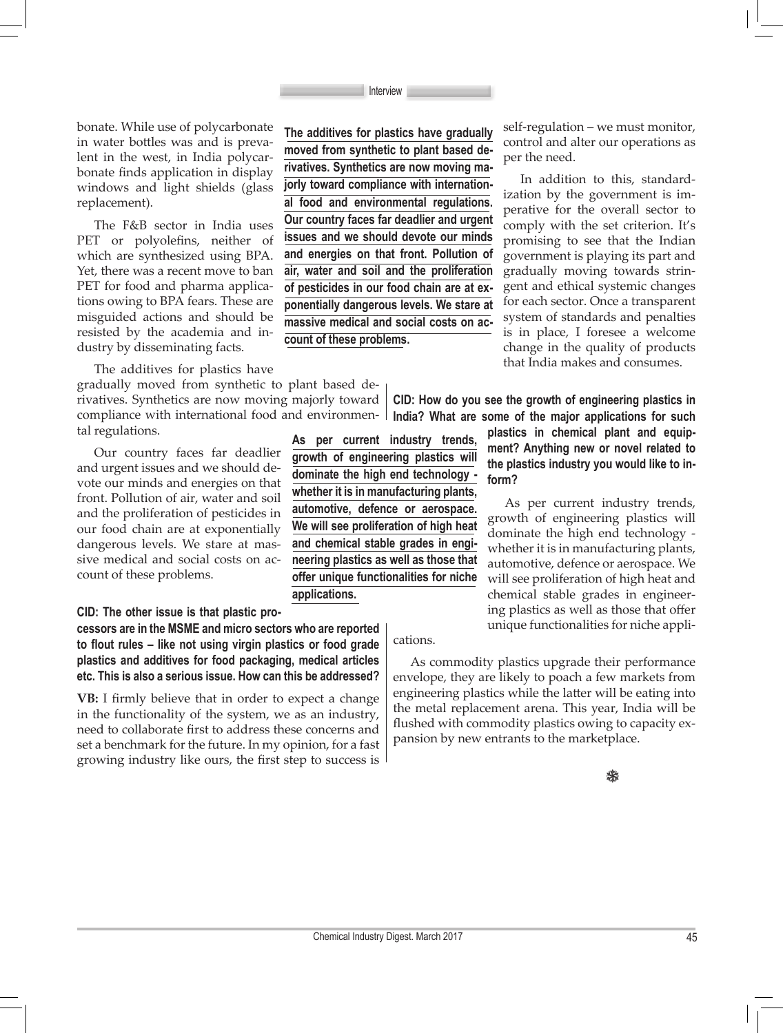bonate. While use of polycarbonate in water bottles was and is prevalent in the west, in India polycarbonate finds application in display windows and light shields (glass replacement).

The F&B sector in India uses PET or polyolefins, neither of which are synthesized using BPA. Yet, there was a recent move to ban PET for food and pharma applications owing to BPA fears. These are misguided actions and should be resisted by the academia and industry by disseminating facts.

The additives for plastics have gradually moved from synthetic to plant based derivatives. Synthetics are now moving majorly toward compliance with international food and environmental regulations.

Our country faces far deadlier and urgent issues and we should devote our minds and energies on that front. Pollution of air, water and soil and the proliferation of pesticides in our food chain are at exponentially dangerous levels. We stare at massive medical and social costs on account of these problems.

**The additives for plastics have gradually moved from synthetic to plant based derivatives. Synthetics are now moving majorly toward compliance with international food and environmental regulations. Our country faces far deadlier and urgent issues and we should devote our minds and energies on that front. Pollution of air, water and soil and the proliferation of pesticides in our food chain are at exponentially dangerous levels. We stare at massive medical and social costs on account of these problems.**

**CID: The other issue is that plastic processors are in the MSME and micro sectors who are reported to flout rules – like not using virgin plastics or food grade plastics and additives for food packaging, medical articles etc. This is also a serious issue. How can this be addressed?**

**VB:** I firmly believe that in order to expect a change in the functionality of the system, we as an industry, need to collaborate first to address these concerns and set a benchmark for the future. In my opinion, for a fast growing industry like ours, the first step to success is self-regulation – we must monitor, control and alter our operations as per the need.

In addition to this, standardization by the government is imperative for the overall sector to comply with the set criterion. It's promising to see that the Indian government is playing its part and gradually moving towards stringent and ethical systemic changes for each sector. Once a transparent system of standards and penalties is in place, I foresee a welcome change in the quality of products that India makes and consumes.

**CID: How do you see the growth of engineering plastics in India? What are some of the major applications for such plastics in chemical plant and equipment? Anything new or novel related to the plastics industry you would like to inform?**

As per current industry trends, growth of engineering plastics will dominate the high end technology - whether it is in manufacturing plants, automotive, defence or aerospace. We will see proliferation of high heat and chemical stable grades in engineering plastics as well as those that offer unique functionalities for niche applications.

**As per current industry trends, growth of engineering plastics will dominate the high end technology - whether it is in manufacturing plants, automotive, defence or aerospace. We will see proliferation of high heat and chemical stable grades in engineering plastics as well as those that offer unique functionalities for niche applications.**

As commodity plastics upgrade their performance envelope, they are likely to poach a few markets from engineering plastics while the latter will be eating into the metal replacement arena. This year, India will be flushed with commodity plastics owing to capacity expansion by new entrants to the marketplace.

❉